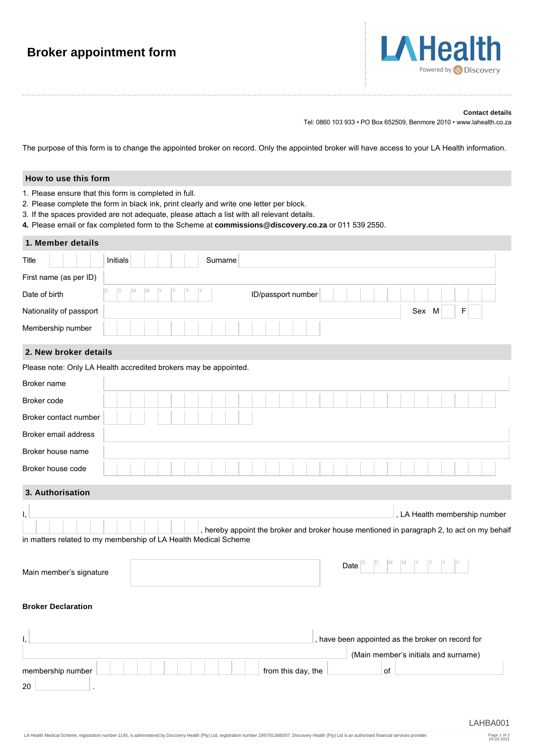# Broker appointment form

LA Health Powered by Discovery

**Contact details**

Tel: 0860 103 933 • PO Box 652509, Benmore 2010 • www.lahealth.co.za

The purpose of this form is to change the appointed broker on record. Only the appointed broker will have access to your LA Health information.

## How to use this form

1. Please ensure that this form is completed in full.
2. Please complete the form in black ink, print clearly and write one letter per block.
3. If the spaces provided are not adequate, please attach a list with all relevant details.
4. Please email or fax completed form to the Scheme at **commissions@discovery.co.za** or 011 539 2550.

## 1. Member details

Title | Initials | Surname

First name (as per ID)

Date of birth D D M M Y Y Y Y | ID/passport number

Nationality of passport | Sex M F

Membership number

## 2. New broker details

Please note: Only LA Health accredited brokers may be appointed.

Broker name

Broker code

Broker contact number

Broker email address

Broker house name

Broker house code

## 3. Authorisation

I, ________________________________________, LA Health membership number ______________________, hereby appoint the broker and broker house mentioned in paragraph 2, to act on my behalf in matters related to my membership of LA Health Medical Scheme

Main member's signature

Date D D M M Y Y Y Y

**Broker Declaration**

I, ________________________________________, have been appointed as the broker on record for ________________________________________ (Main member's initials and surname) membership number ______________________ from this day, the __________ of __________ 20 ______.

LAHBA001

LA Health Medical Scheme, registration number 1145, is administered by Discovery Health (Pty) Ltd, registration number 1997/013480/07. Discovery Health (Pty) Ltd is an authorised financial services provider.

24.03.2021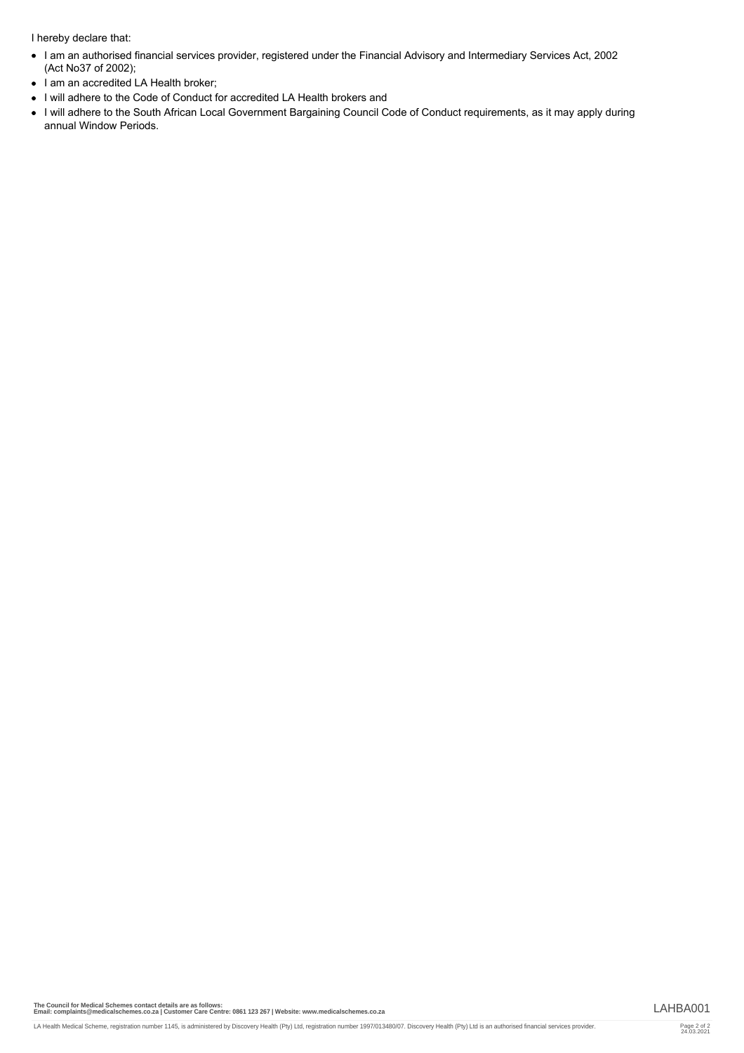I hereby declare that:

- I am an authorised financial services provider, registered under the Financial Advisory and Intermediary Services Act, 2002 (Act No37 of 2002);
- I am an accredited LA Health broker;
- I will adhere to the Code of Conduct for accredited LA Health brokers and
- I will adhere to the South African Local Government Bargaining Council Code of Conduct requirements, as it may apply during annual Window Periods.

**The Council for Medical Schemes contact details are as follows:**
**Email: complaints@medicalschemes.co.za | Customer Care Centre: 0861 123 267 | Website: www.medicalschemes.co.za**

LAHBA001

LA Health Medical Scheme, registration number 1145, is administered by Discovery Health (Pty) Ltd, registration number 1997/013480/07. Discovery Health (Pty) Ltd is an authorised financial services provider.

24.03.2021